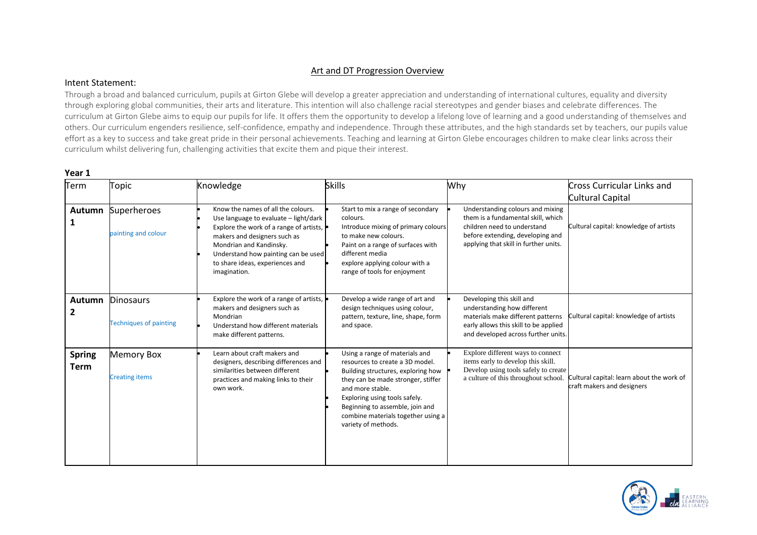## Art and DT Progression Overview

### Intent Statement:

Through a broad and balanced curriculum, pupils at Girton Glebe will develop a greater appreciation and understanding of international cultures, equality and diversity through exploring global communities, their arts and literature. This intention will also challenge racial stereotypes and gender biases and celebrate differences. The curriculum at Girton Glebe aims to equip our pupils for life. It offers them the opportunity to develop a lifelong love of learning and a good understanding of themselves and others. Our curriculum engenders resilience, self-confidence, empathy and independence. Through these attributes, and the high standards set by teachers, our pupils value effort as a key to success and take great pride in their personal achievements. Teaching and learning at Girton Glebe encourages children to make clear links across their curriculum whilst delivering fun, challenging activities that excite them and pique their interest.

**Year 1**

| Term | Topic | Knowledge | Skills | Why | Cross Curricular Links and Cultural Capital |
|---|---|---|---|---|---|
| **Autumn 1** | Superheroes<br><br>painting and colour | • Know the names of all the colours.<br>• Use language to evaluate – light/dark<br>• Explore the work of a range of artists, makers and designers such as Mondrian and Kandinsky.<br>• Understand how painting can be used to share ideas, experiences and imagination. | • Start to mix a range of secondary colours.<br>• Introduce mixing of primary colours to make new colours.<br>• Paint on a range of surfaces with different media<br>• explore applying colour with a range of tools for enjoyment | • Understanding colours and mixing them is a fundamental skill, which children need to understand before extending, developing and applying that skill in further units. | Cultural capital: knowledge of artists |
| **Autumn 2** | Dinosaurs<br><br>Techniques of painting | • Explore the work of a range of artists, makers and designers such as Mondrian<br>• Understand how different materials make different patterns. | • Develop a wide range of art and design techniques using colour, pattern, texture, line, shape, form and space. | • Developing this skill and understanding how different materials make different patterns early allows this skill to be applied and developed across further units. | Cultural capital: knowledge of artists |
| **Spring Term** | Memory Box<br><br>Creating items | • Learn about craft makers and designers, describing differences and similarities between different practices and making links to their own work. | • Using a range of materials and resources to create a 3D model.<br>• Building structures, exploring how they can be made stronger, stiffer and more stable.<br>• Exploring using tools safely.<br>• Beginning to assemble, join and combine materials together using a variety of methods. | • Explore different ways to connect items early to develop this skill.<br>• Develop using tools safely to create a culture of this throughout school. | Cultural capital: learn about the work of craft makers and designers |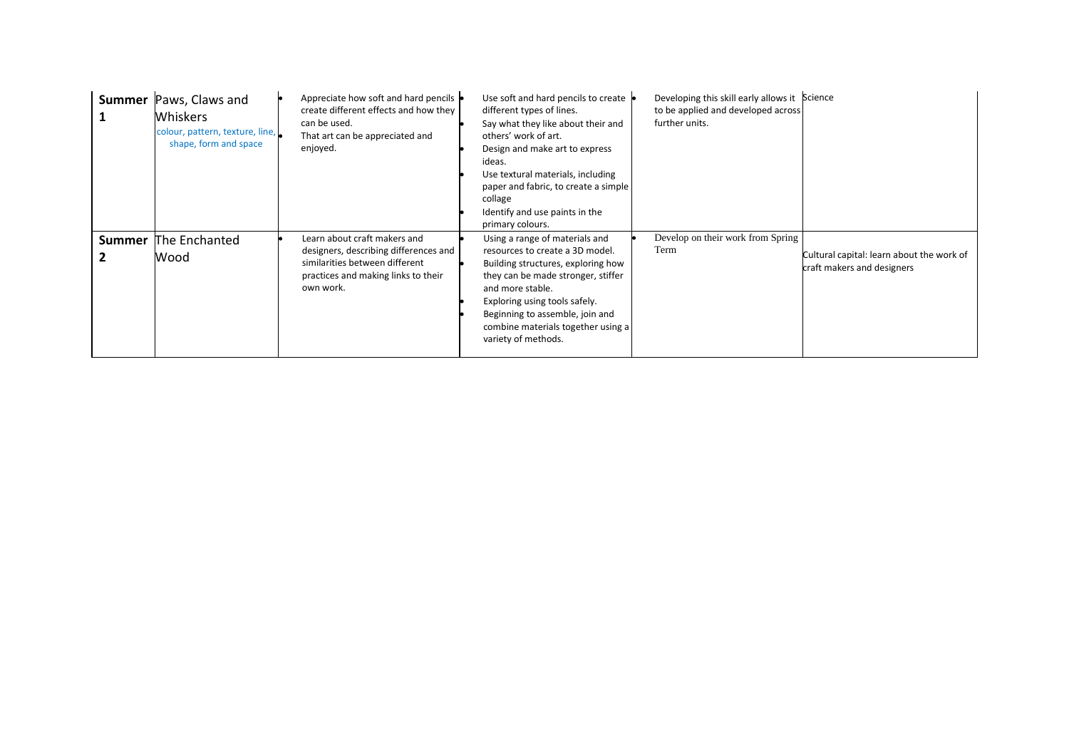| | | | | | |
|---|---|---|---|---|---|
| **Summer 1** | Paws, Claws and Whiskers<br>colour, pattern, texture, line, shape, form and space | • Appreciate how soft and hard pencils create different effects and how they can be used.<br>• That art can be appreciated and enjoyed. | • Use soft and hard pencils to create different types of lines.<br>• Say what they like about their and others' work of art.<br>• Design and make art to express ideas.<br>• Use textural materials, including paper and fabric, to create a simple collage<br>• Identify and use paints in the primary colours. | • Developing this skill early allows it to be applied and developed across further units. | Science |
| **Summer 2** | The Enchanted Wood | • Learn about craft makers and designers, describing differences and similarities between different practices and making links to their own work. | • Using a range of materials and resources to create a 3D model.<br>• Building structures, exploring how they can be made stronger, stiffer and more stable.<br>• Exploring using tools safely.<br>• Beginning to assemble, join and combine materials together using a variety of methods. | • Develop on their work from Spring Term | Cultural capital: learn about the work of craft makers and designers |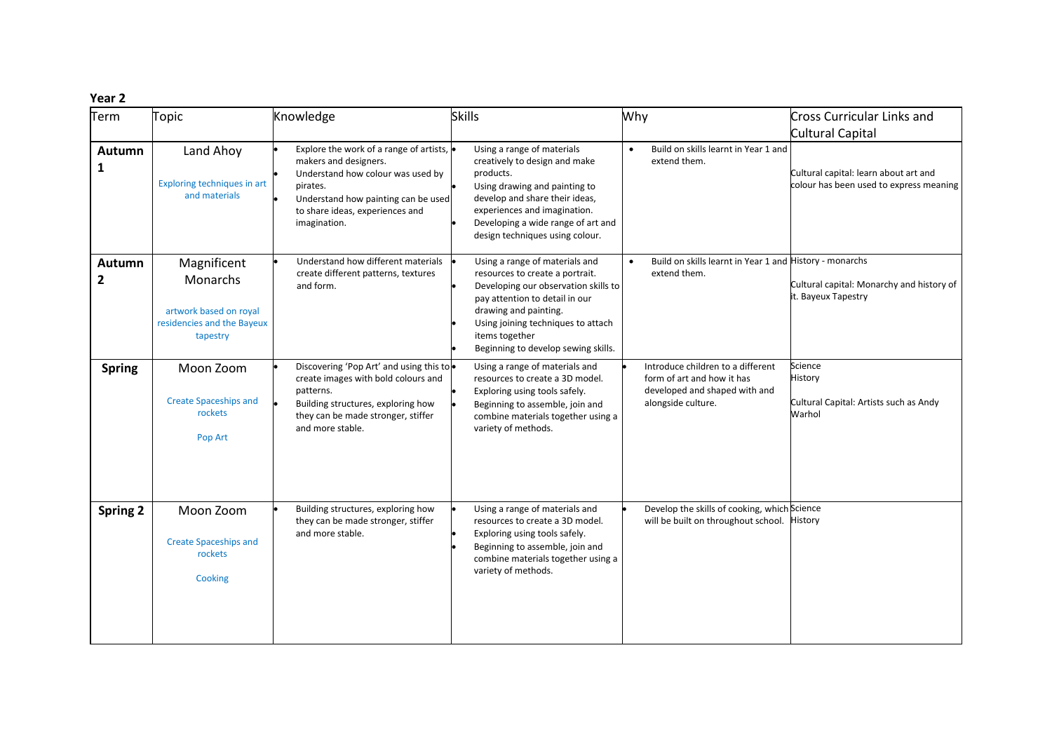**Year 2**

| Term | Topic | Knowledge | Skills | Why | Cross Curricular Links and Cultural Capital |
|---|---|---|---|---|---|
| **Autumn 1** | Land Ahoy<br><br>Exploring techniques in art and materials | • Explore the work of a range of artists, makers and designers.<br>• Understand how colour was used by pirates.<br>• Understand how painting can be used to share ideas, experiences and imagination. | • Using a range of materials creatively to design and make products.<br>• Using drawing and painting to develop and share their ideas, experiences and imagination.<br>• Developing a wide range of art and design techniques using colour. | • Build on skills learnt in Year 1 and extend them. | Cultural capital: learn about art and colour has been used to express meaning |
| **Autumn 2** | Magnificent Monarchs<br><br>artwork based on royal residencies and the Bayeux tapestry | • Understand how different materials create different patterns, textures and form. | • Using a range of materials and resources to create a portrait.<br>• Developing our observation skills to pay attention to detail in our drawing and painting.<br>• Using joining techniques to attach items together<br>• Beginning to develop sewing skills. | • Build on skills learnt in Year 1 and extend them. | History - monarchs<br><br>Cultural capital: Monarchy and history of it. Bayeux Tapestry |
| **Spring** | Moon Zoom<br><br>Create Spaceships and rockets<br><br>Pop Art | • Discovering 'Pop Art' and using this to create images with bold colours and patterns.<br>• Building structures, exploring how they can be made stronger, stiffer and more stable. | • Using a range of materials and resources to create a 3D model.<br>• Exploring using tools safely.<br>• Beginning to assemble, join and combine materials together using a variety of methods. | • Introduce children to a different form of art and how it has developed and shaped with and alongside culture. | Science<br>History<br><br>Cultural Capital: Artists such as Andy Warhol |
| **Spring 2** | Moon Zoom<br><br>Create Spaceships and rockets<br><br>Cooking | • Building structures, exploring how they can be made stronger, stiffer and more stable. | • Using a range of materials and resources to create a 3D model.<br>• Exploring using tools safely.<br>• Beginning to assemble, join and combine materials together using a variety of methods. | • Develop the skills of cooking, which will be built on throughout school. | Science<br>History |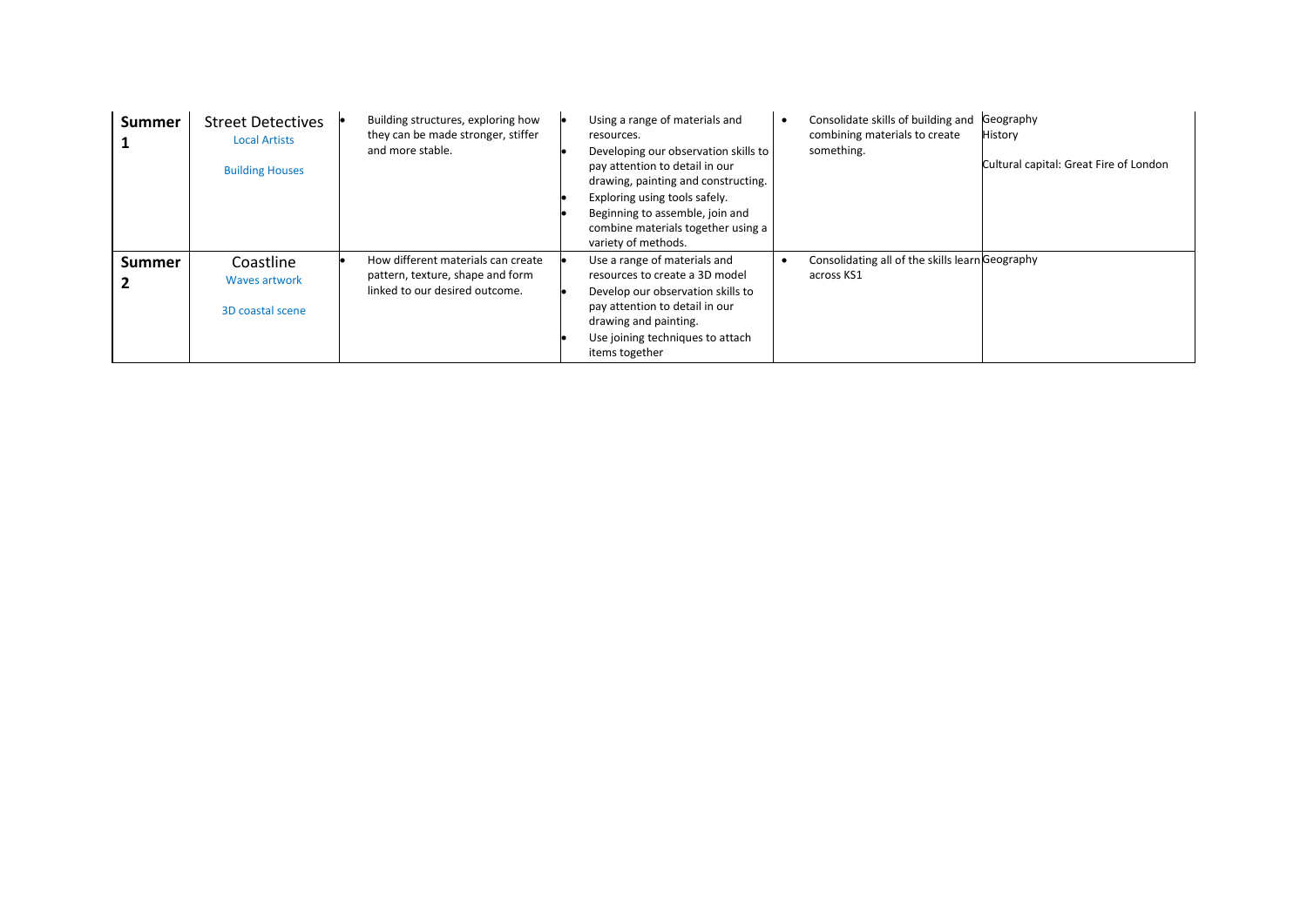| | | | | | |
|---|---|---|---|---|---|
| **Summer 1** | Street Detectives<br>Local Artists<br><br>Building Houses | • Building structures, exploring how they can be made stronger, stiffer and more stable. | • Using a range of materials and resources.<br>• Developing our observation skills to pay attention to detail in our drawing, painting and constructing.<br>• Exploring using tools safely.<br>• Beginning to assemble, join and combine materials together using a variety of methods. | • Consolidate skills of building and combining materials to create something. | Geography<br>History<br><br>Cultural capital: Great Fire of London |
| **Summer 2** | Coastline<br>Waves artwork<br><br>3D coastal scene | • How different materials can create pattern, texture, shape and form linked to our desired outcome. | • Use a range of materials and resources to create a 3D model<br>• Develop our observation skills to pay attention to detail in our drawing and painting.<br>• Use joining techniques to attach items together | • Consolidating all of the skills learn across KS1 | Geography |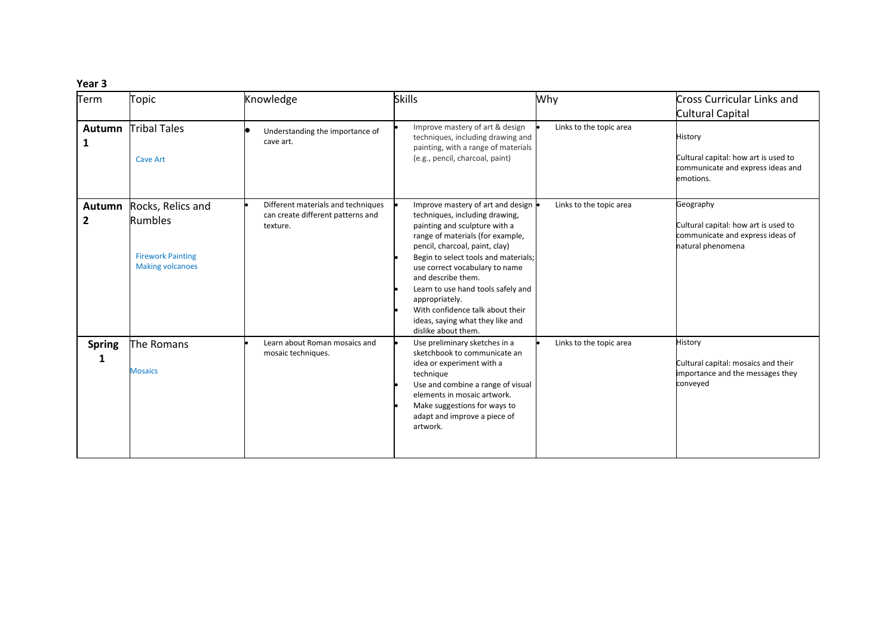**Year 3**

| Term | Topic | Knowledge | Skills | Why | Cross Curricular Links and Cultural Capital |
|---|---|---|---|---|---|
| **Autumn 1** | Tribal Tales<br><br>Cave Art | • Understanding the importance of cave art. | • Improve mastery of art & design techniques, including drawing and painting, with a range of materials (e.g., pencil, charcoal, paint) | • Links to the topic area | History<br><br>Cultural capital: how art is used to communicate and express ideas and emotions. |
| **Autumn 2** | Rocks, Relics and Rumbles<br><br>Firework Painting<br>Making volcanoes | • Different materials and techniques can create different patterns and texture. | • Improve mastery of art and design techniques, including drawing, painting and sculpture with a range of materials (for example, pencil, charcoal, paint, clay)<br>• Begin to select tools and materials; use correct vocabulary to name and describe them.<br>• Learn to use hand tools safely and appropriately.<br>• With confidence talk about their ideas, saying what they like and dislike about them. | • Links to the topic area | Geography<br><br>Cultural capital: how art is used to communicate and express ideas of natural phenomena |
| **Spring 1** | The Romans<br><br>Mosaics | • Learn about Roman mosaics and mosaic techniques. | • Use preliminary sketches in a sketchbook to communicate an idea or experiment with a technique<br>• Use and combine a range of visual elements in mosaic artwork.<br>• Make suggestions for ways to adapt and improve a piece of artwork. | • Links to the topic area | History<br><br>Cultural capital: mosaics and their importance and the messages they conveyed |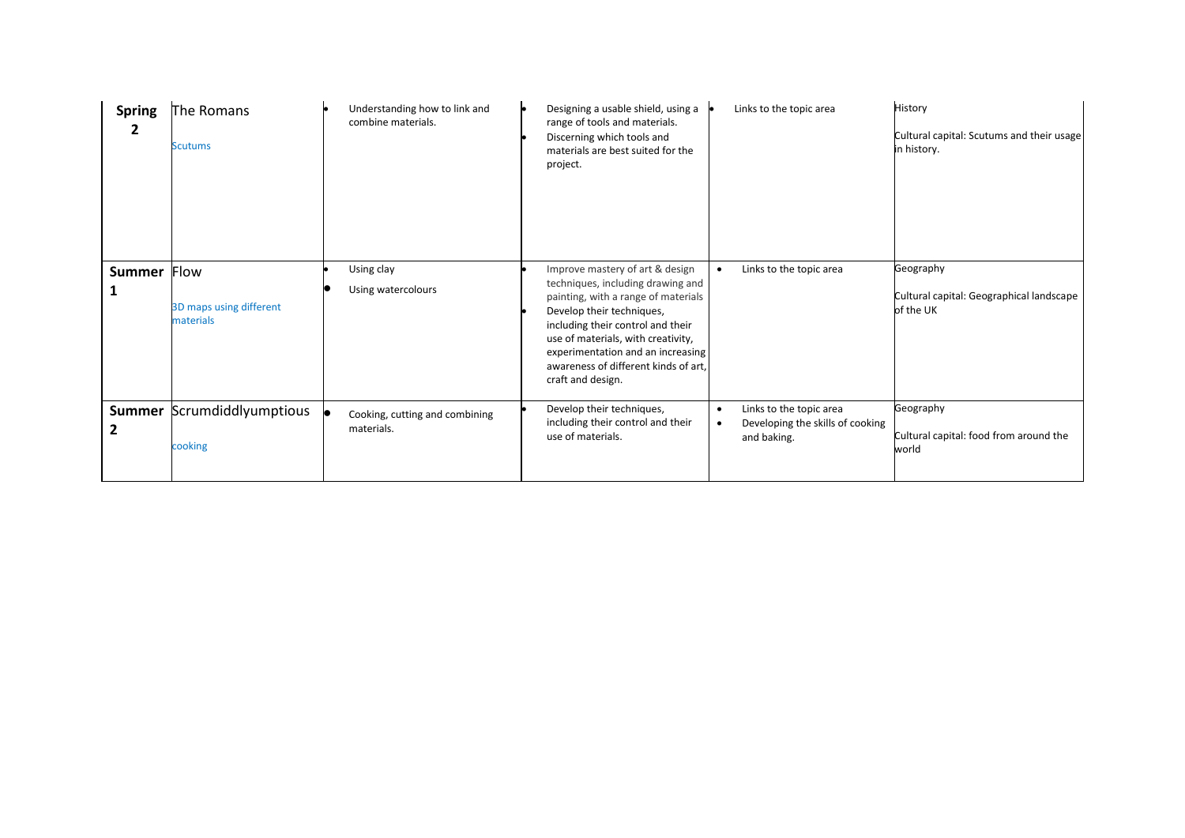| **Spring 2** | The Romans<br><br>Scutums | • Understanding how to link and combine materials. | • Designing a usable shield, using a range of tools and materials.<br>• Discerning which tools and materials are best suited for the project. | • Links to the topic area | History<br><br>Cultural capital: Scutums and their usage in history. |
|---|---|---|---|---|---|
| **Summer 1** | Flow<br><br>3D maps using different materials | • Using clay<br>• Using watercolours | • Improve mastery of art & design techniques, including drawing and painting, with a range of materials<br>• Develop their techniques, including their control and their use of materials, with creativity, experimentation and an increasing awareness of different kinds of art, craft and design. | • Links to the topic area | Geography<br><br>Cultural capital: Geographical landscape of the UK |
| **Summer 2** | Scrumdiddlyumptious<br><br>cooking | • Cooking, cutting and combining materials. | • Develop their techniques, including their control and their use of materials. | • Links to the topic area<br>• Developing the skills of cooking and baking. | Geography<br><br>Cultural capital: food from around the world |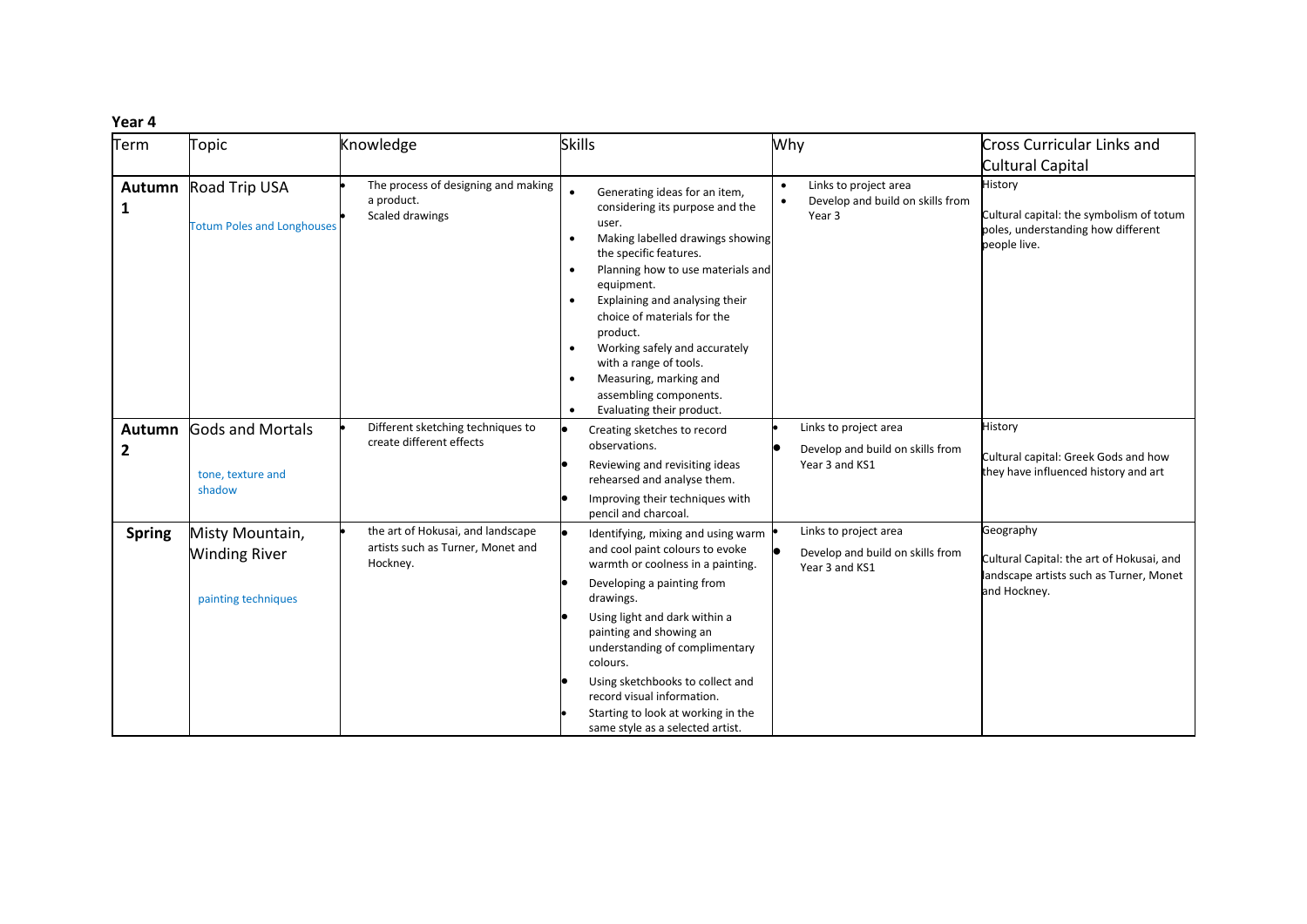**Year 4**

| Term | Topic | Knowledge | Skills | Why | Cross Curricular Links and Cultural Capital |
|---|---|---|---|---|---|
| **Autumn 1** | Road Trip USA<br><br>Totum Poles and Longhouses | • The process of designing and making a product.<br>• Scaled drawings | • Generating ideas for an item, considering its purpose and the user.<br>• Making labelled drawings showing the specific features.<br>• Planning how to use materials and equipment.<br>• Explaining and analysing their choice of materials for the product.<br>• Working safely and accurately with a range of tools.<br>• Measuring, marking and assembling components.<br>• Evaluating their product. | • Links to project area<br>• Develop and build on skills from Year 3 | History<br><br>Cultural capital: the symbolism of totum poles, understanding how different people live. |
| **Autumn 2** | Gods and Mortals<br><br>tone, texture and shadow | • Different sketching techniques to create different effects | • Creating sketches to record observations.<br>• Reviewing and revisiting ideas rehearsed and analyse them.<br>• Improving their techniques with pencil and charcoal. | • Links to project area<br>• Develop and build on skills from Year 3 and KS1 | History<br><br>Cultural capital: Greek Gods and how they have influenced history and art |
| **Spring** | Misty Mountain, Winding River<br><br>painting techniques | • the art of Hokusai, and landscape artists such as Turner, Monet and Hockney. | • Identifying, mixing and using warm and cool paint colours to evoke warmth or coolness in a painting.<br>• Developing a painting from drawings.<br>• Using light and dark within a painting and showing an understanding of complimentary colours.<br>• Using sketchbooks to collect and record visual information.<br>• Starting to look at working in the same style as a selected artist. | • Links to project area<br>• Develop and build on skills from Year 3 and KS1 | Geography<br><br>Cultural Capital: the art of Hokusai, and landscape artists such as Turner, Monet and Hockney. |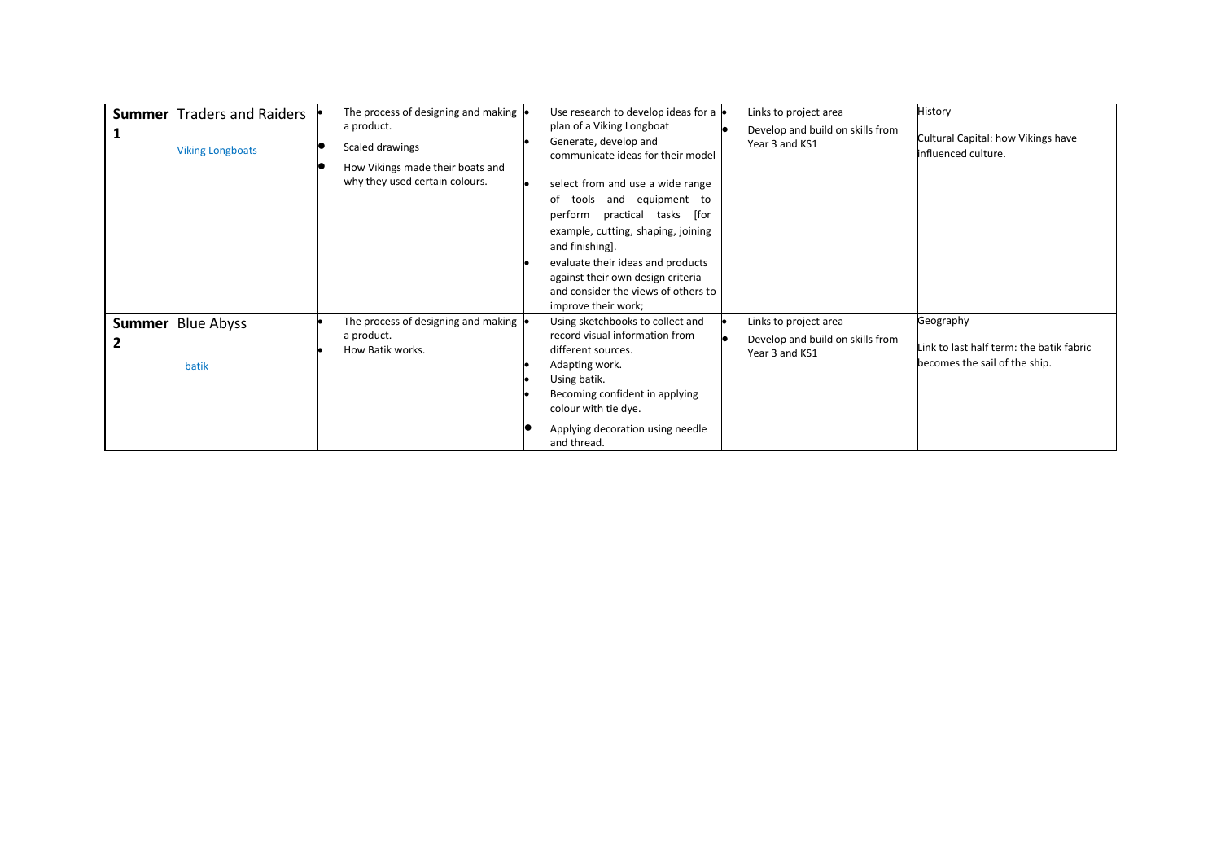| | | | | | |
|---|---|---|---|---|---|
| **Summer 1** | Traders and Raiders<br><br>Viking Longboats | • The process of designing and making a product.<br>• Scaled drawings<br>• How Vikings made their boats and why they used certain colours. | • Use research to develop ideas for a plan of a Viking Longboat<br>• Generate, develop and communicate ideas for their model<br>• select from and use a wide range of tools and equipment to perform practical tasks [for example, cutting, shaping, joining and finishing].<br>• evaluate their ideas and products against their own design criteria and consider the views of others to improve their work; | • Links to project area<br>• Develop and build on skills from Year 3 and KS1 | History<br><br>Cultural Capital: how Vikings have influenced culture. |
| **Summer 2** | Blue Abyss<br><br>batik | • The process of designing and making a product.<br>• How Batik works. | • Using sketchbooks to collect and record visual information from different sources.<br>• Adapting work.<br>• Using batik.<br>• Becoming confident in applying colour with tie dye.<br>• Applying decoration using needle and thread. | • Links to project area<br>• Develop and build on skills from Year 3 and KS1 | Geography<br><br>Link to last half term: the batik fabric becomes the sail of the ship. |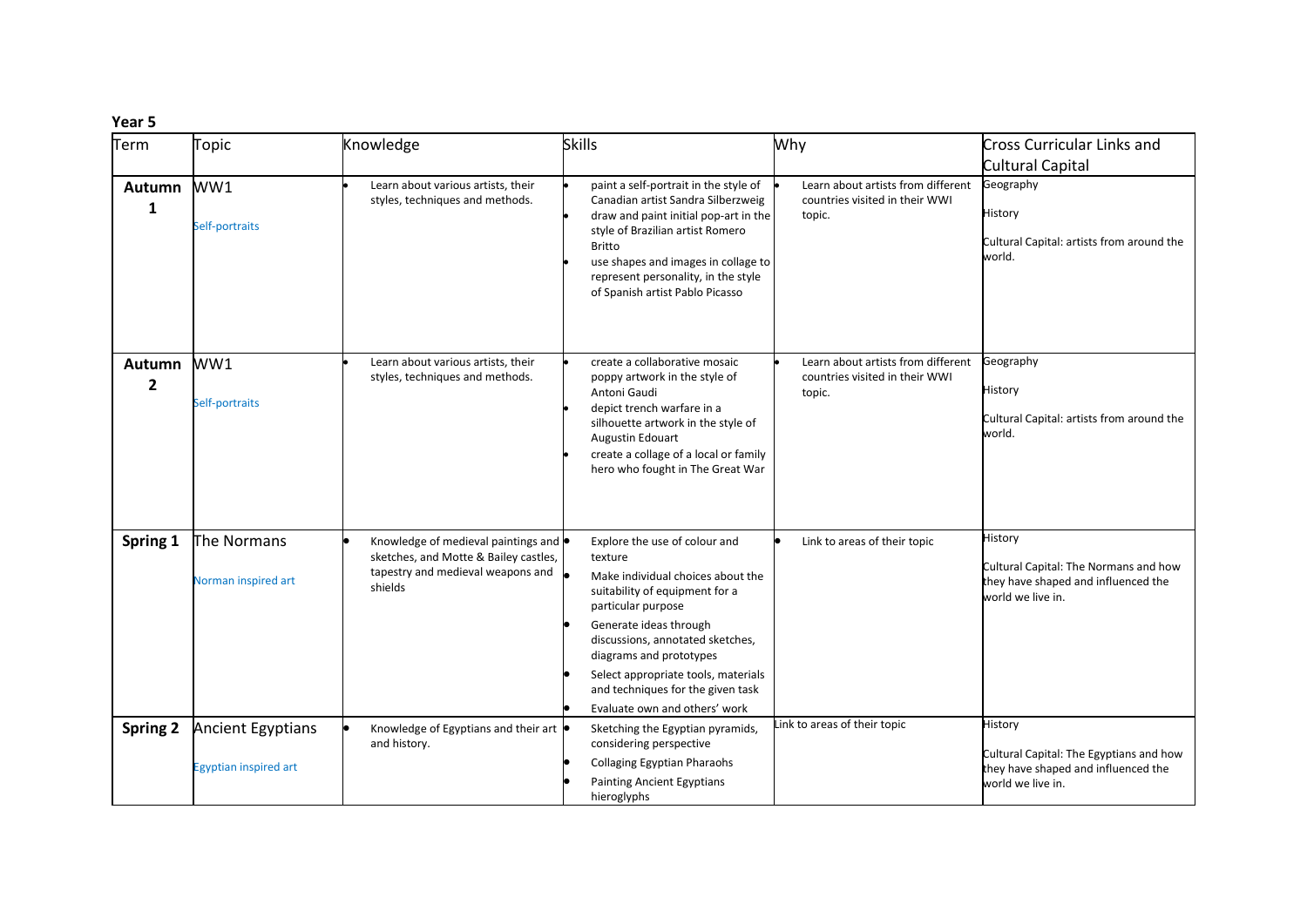**Year 5**

| Term | Topic | Knowledge | Skills | Why | Cross Curricular Links and Cultural Capital |
|---|---|---|---|---|---|
| **Autumn 1** | WW1<br><br>Self-portraits | • Learn about various artists, their styles, techniques and methods. | • paint a self-portrait in the style of Canadian artist Sandra Silberzweig<br>• draw and paint initial pop-art in the style of Brazilian artist Romero Britto<br>• use shapes and images in collage to represent personality, in the style of Spanish artist Pablo Picasso | • Learn about artists from different countries visited in their WWI topic. | Geography<br><br>History<br><br>Cultural Capital: artists from around the world. |
| **Autumn 2** | WW1<br><br>Self-portraits | • Learn about various artists, their styles, techniques and methods. | • create a collaborative mosaic poppy artwork in the style of Antoni Gaudi<br>• depict trench warfare in a silhouette artwork in the style of Augustin Edouart<br>• create a collage of a local or family hero who fought in The Great War | • Learn about artists from different countries visited in their WWI topic. | Geography<br><br>History<br><br>Cultural Capital: artists from around the world. |
| **Spring 1** | The Normans<br><br>Norman inspired art | • Knowledge of medieval paintings and sketches, and Motte & Bailey castles, tapestry and medieval weapons and shields | • Explore the use of colour and texture<br>• Make individual choices about the suitability of equipment for a particular purpose<br>• Generate ideas through discussions, annotated sketches, diagrams and prototypes<br>• Select appropriate tools, materials and techniques for the given task<br>• Evaluate own and others' work | • Link to areas of their topic | History<br><br>Cultural Capital: The Normans and how they have shaped and influenced the world we live in. |
| **Spring 2** | Ancient Egyptians<br><br>Egyptian inspired art | • Knowledge of Egyptians and their art and history. | • Sketching the Egyptian pyramids, considering perspective<br>• Collaging Egyptian Pharaohs<br>• Painting Ancient Egyptians hieroglyphs | Link to areas of their topic | History<br><br>Cultural Capital: The Egyptians and how they have shaped and influenced the world we live in. |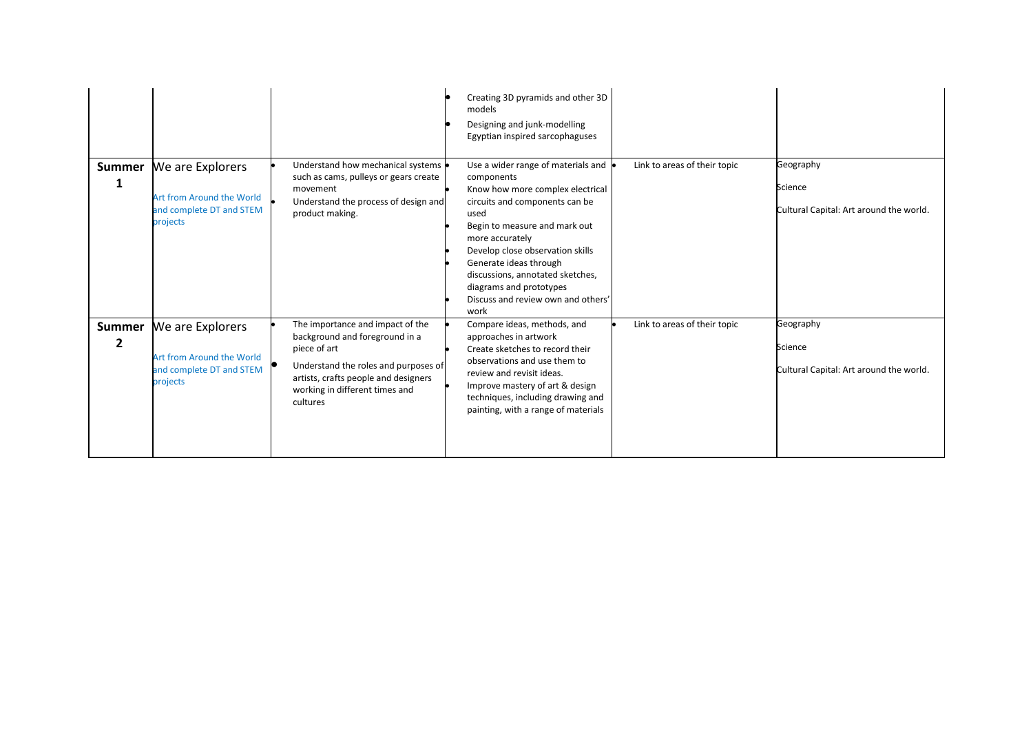| | | | | | |
|---|---|---|---|---|---|
| | | | • Creating 3D pyramids and other 3D models<br>• Designing and junk-modelling Egyptian inspired sarcophaguses | | |
| **Summer 1** | We are Explorers<br><br>Art from Around the World and complete DT and STEM projects | • Understand how mechanical systems such as cams, pulleys or gears create movement<br>• Understand the process of design and product making. | • Use a wider range of materials and components<br>• Know how more complex electrical circuits and components can be used<br>• Begin to measure and mark out more accurately<br>• Develop close observation skills<br>• Generate ideas through discussions, annotated sketches, diagrams and prototypes<br>• Discuss and review own and others' work | • Link to areas of their topic | Geography<br><br>Science<br><br>Cultural Capital: Art around the world. |
| **Summer 2** | We are Explorers<br><br>Art from Around the World and complete DT and STEM projects | • The importance and impact of the background and foreground in a piece of art<br>• Understand the roles and purposes of artists, crafts people and designers working in different times and cultures | • Compare ideas, methods, and approaches in artwork<br>• Create sketches to record their observations and use them to review and revisit ideas.<br>• Improve mastery of art & design techniques, including drawing and painting, with a range of materials | • Link to areas of their topic | Geography<br><br>Science<br><br>Cultural Capital: Art around the world. |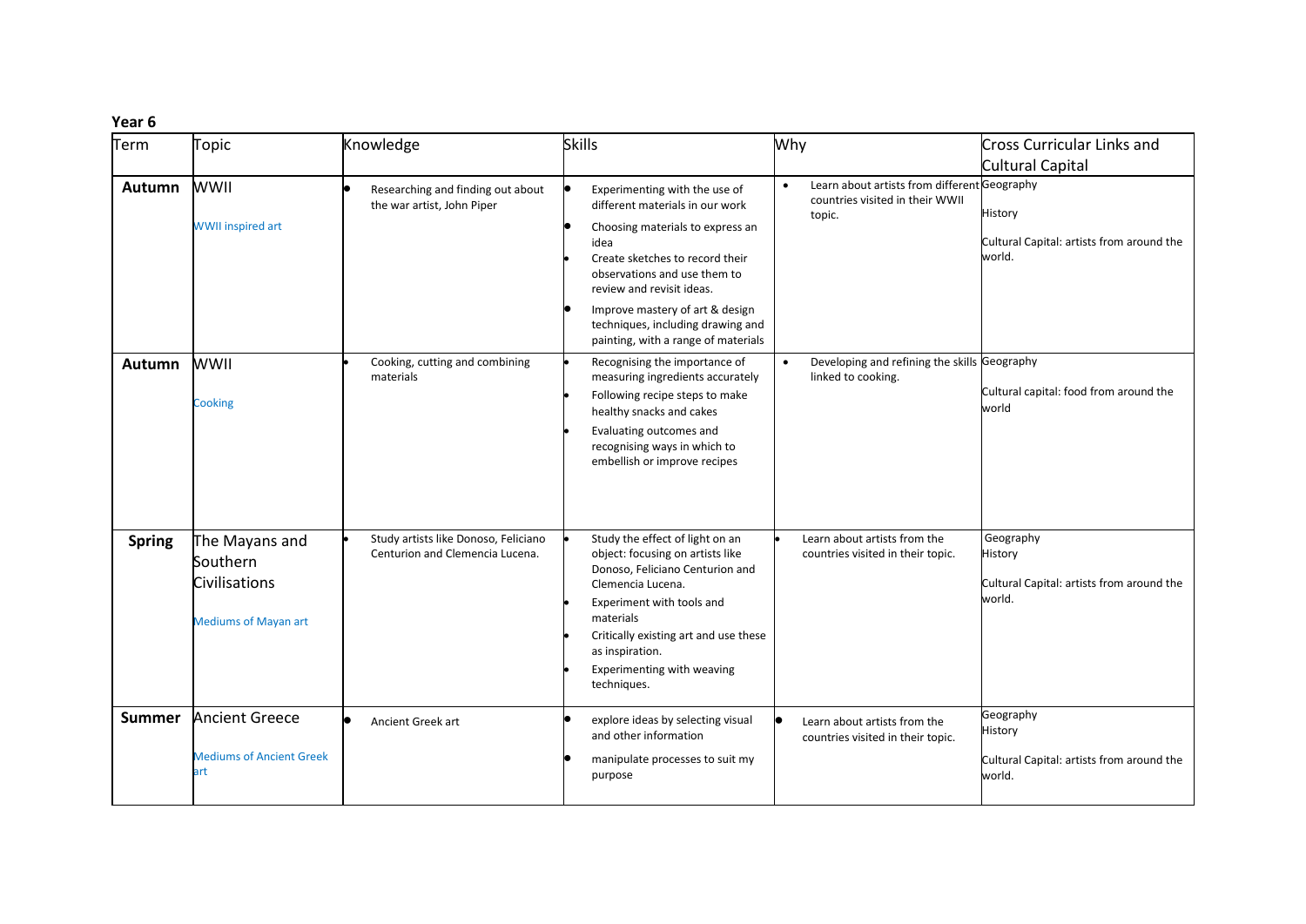**Year 6**

| Term | Topic | Knowledge | Skills | Why | Cross Curricular Links and Cultural Capital |
|---|---|---|---|---|---|
| **Autumn** | WWII<br><br>WWII inspired art | • Researching and finding out about the war artist, John Piper | • Experimenting with the use of different materials in our work<br>• Choosing materials to express an idea<br>• Create sketches to record their observations and use them to review and revisit ideas.<br>• Improve mastery of art & design techniques, including drawing and painting, with a range of materials | • Learn about artists from different countries visited in their WWII topic. | Geography<br><br>History<br><br>Cultural Capital: artists from around the world. |
| **Autumn** | WWII<br><br>Cooking | • Cooking, cutting and combining materials | • Recognising the importance of measuring ingredients accurately<br>• Following recipe steps to make healthy snacks and cakes<br>• Evaluating outcomes and recognising ways in which to embellish or improve recipes | • Developing and refining the skills linked to cooking. | Geography<br><br>Cultural capital: food from around the world |
| **Spring** | The Mayans and Southern Civilisations<br><br>Mediums of Mayan art | • Study artists like Donoso, Feliciano Centurion and Clemencia Lucena. | • Study the effect of light on an object: focusing on artists like Donoso, Feliciano Centurion and Clemencia Lucena.<br>• Experiment with tools and materials<br>• Critically existing art and use these as inspiration.<br>• Experimenting with weaving techniques. | • Learn about artists from the countries visited in their topic. | Geography<br>History<br><br>Cultural Capital: artists from around the world. |
| **Summer** | Ancient Greece<br><br>Mediums of Ancient Greek art | • Ancient Greek art | • explore ideas by selecting visual and other information<br>• manipulate processes to suit my purpose | • Learn about artists from the countries visited in their topic. | Geography<br>History<br><br>Cultural Capital: artists from around the world. |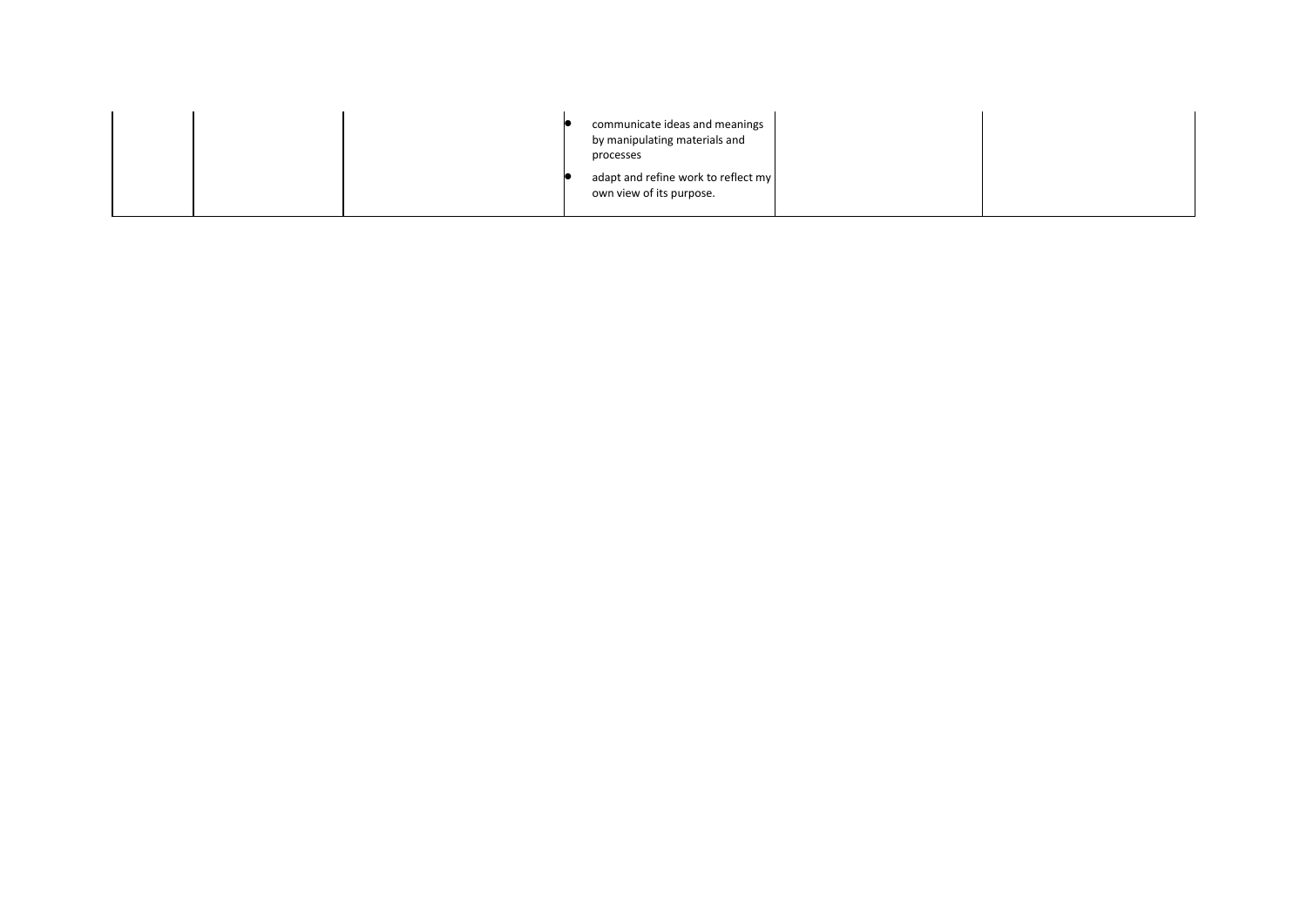| | | | | | |
|---|---|---|---|---|---|
| | | | • communicate ideas and meanings by manipulating materials and processes<br>• adapt and refine work to reflect my own view of its purpose. | | |